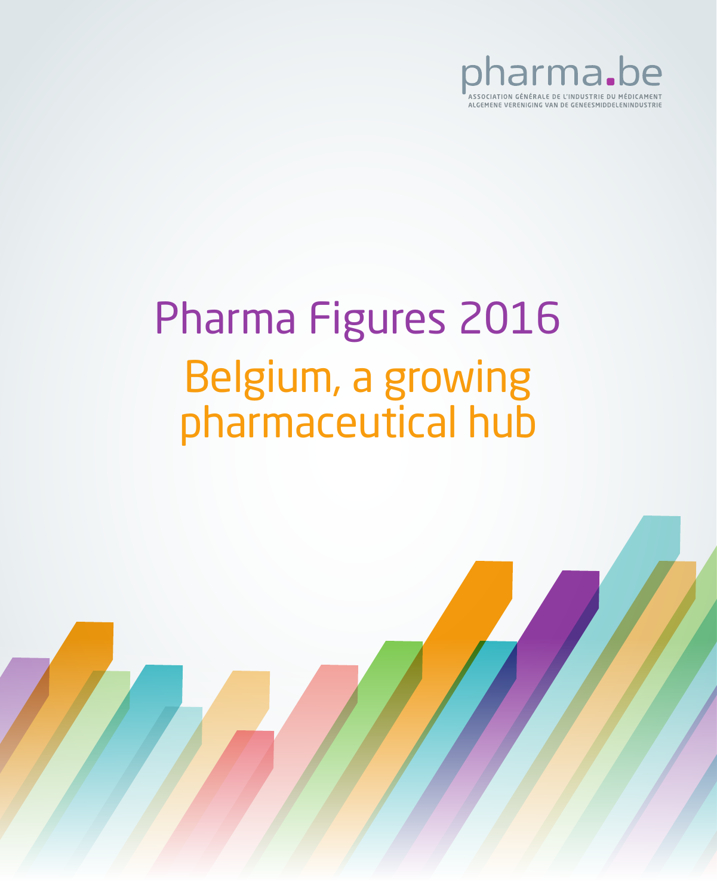pharma.be

ASSOCIATION GÉNÉRALE DE L'INDUSTRIE DU MÉDICAMENT
ALGEMENE VERENIGING VAN DE GENEESMIDDELENINDUSTRIE

# Pharma Figures 2016

## Belgium, a growing pharmaceutical hub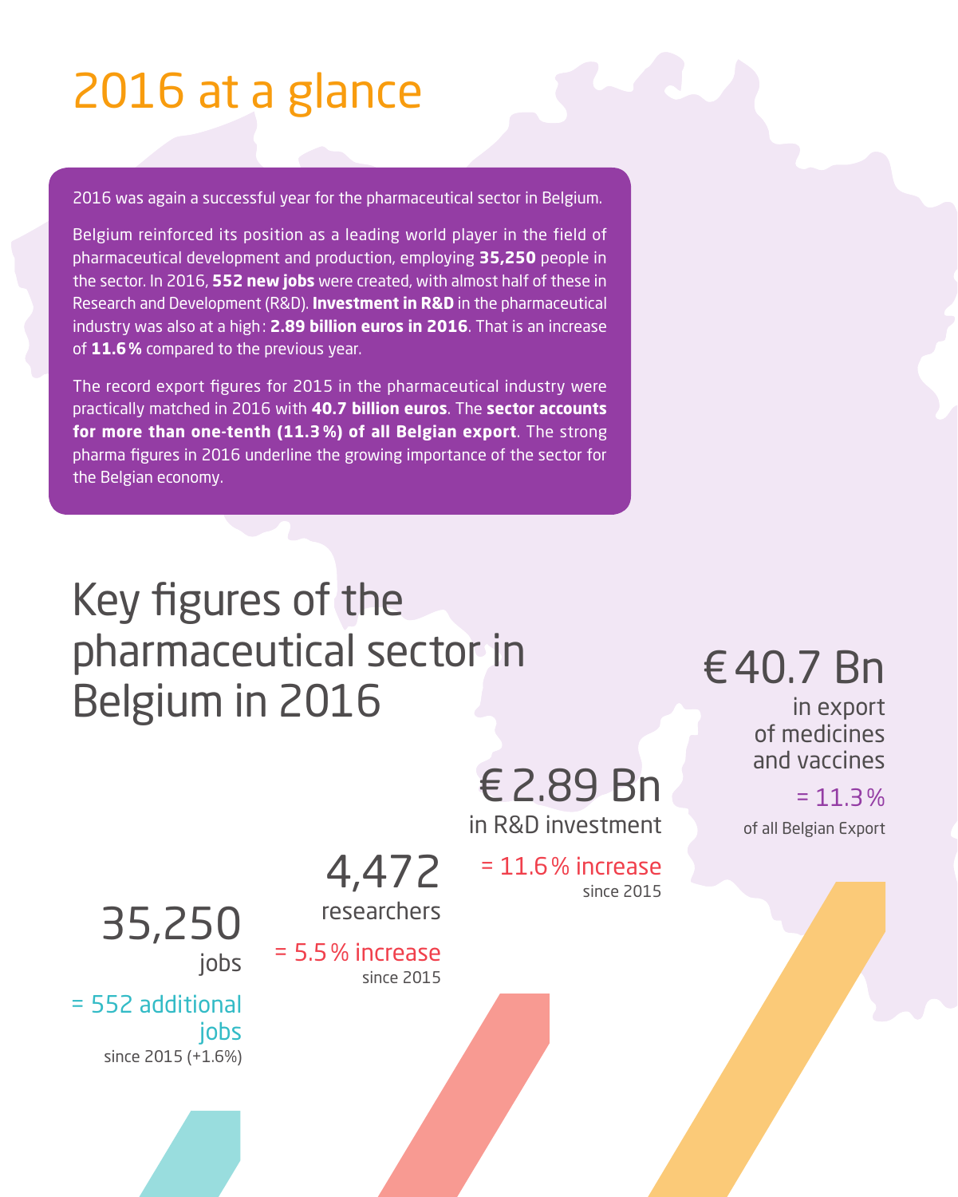# 2016 at a glance

2016 was again a successful year for the pharmaceutical sector in Belgium.

Belgium reinforced its position as a leading world player in the field of pharmaceutical development and production, employing **35,250** people in the sector. In 2016, **552 new jobs** were created, with almost half of these in Research and Development (R&D). **Investment in R&D** in the pharmaceutical industry was also at a high: **2.89 billion euros in 2016**. That is an increase of **11.6%** compared to the previous year.

The record export figures for 2015 in the pharmaceutical industry were practically matched in 2016 with **40.7 billion euros**. The **sector accounts for more than one-tenth (11.3%) of all Belgian export**. The strong pharma figures in 2016 underline the growing importance of the sector for the Belgian economy.

## Key figures of the pharmaceutical sector in Belgium in 2016

**€ 40.7 Bn**
in export of medicines and vaccines
= 11.3%
of all Belgian Export

**€ 2.89 Bn**
in R&D investment
= 11.6% increase
since 2015

**4,472**
researchers
= 5.5% increase
since 2015

**35,250**
jobs
= 552 additional jobs
since 2015 (+1.6%)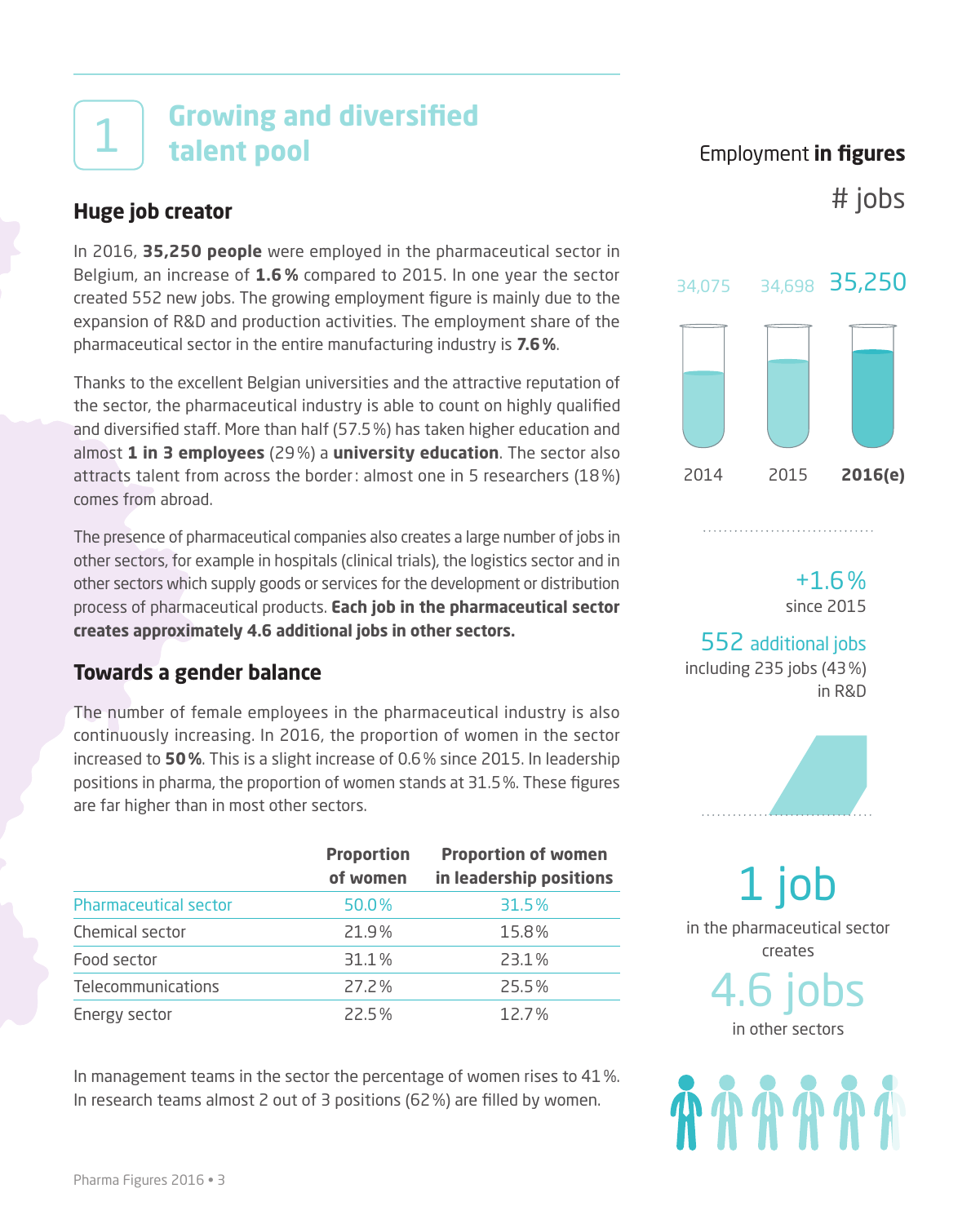# 1 Growing and diversified talent pool

## Huge job creator

In 2016, **35,250 people** were employed in the pharmaceutical sector in Belgium, an increase of **1.6 %** compared to 2015. In one year the sector created 552 new jobs. The growing employment figure is mainly due to the expansion of R&D and production activities. The employment share of the pharmaceutical sector in the entire manufacturing industry is **7.6 %**.

Thanks to the excellent Belgian universities and the attractive reputation of the sector, the pharmaceutical industry is able to count on highly qualified and diversified staff. More than half (57.5 %) has taken higher education and almost **1 in 3 employees** (29 %) a **university education**. The sector also attracts talent from across the border: almost one in 5 researchers (18 %) comes from abroad.

The presence of pharmaceutical companies also creates a large number of jobs in other sectors, for example in hospitals (clinical trials), the logistics sector and in other sectors which supply goods or services for the development or distribution process of pharmaceutical products. **Each job in the pharmaceutical sector creates approximately 4.6 additional jobs in other sectors.**

## Towards a gender balance

The number of female employees in the pharmaceutical industry is also continuously increasing. In 2016, the proportion of women in the sector increased to **50 %**. This is a slight increase of 0.6 % since 2015. In leadership positions in pharma, the proportion of women stands at 31.5 %. These figures are far higher than in most other sectors.

| | Proportion of women | Proportion of women in leadership positions |
|---|---|---|
| Pharmaceutical sector | 50.0 % | 31.5 % |
| Chemical sector | 21.9 % | 15.8 % |
| Food sector | 31.1 % | 23.1 % |
| Telecommunications | 27.2 % | 25.5 % |
| Energy sector | 22.5 % | 12.7 % |

In management teams in the sector the percentage of women rises to 41 %. In research teams almost 2 out of 3 positions (62 %) are filled by women.

### Employment **in figures**

# jobs

| 2014 | 2015 | 2016(e) |
|---|---|---|
| 34,075 | 34,698 | 35,250 |

+1.6 %
since 2015

552 additional jobs
including 235 jobs (43 %) in R&D

1 job
in the pharmaceutical sector creates
4.6 jobs
in other sectors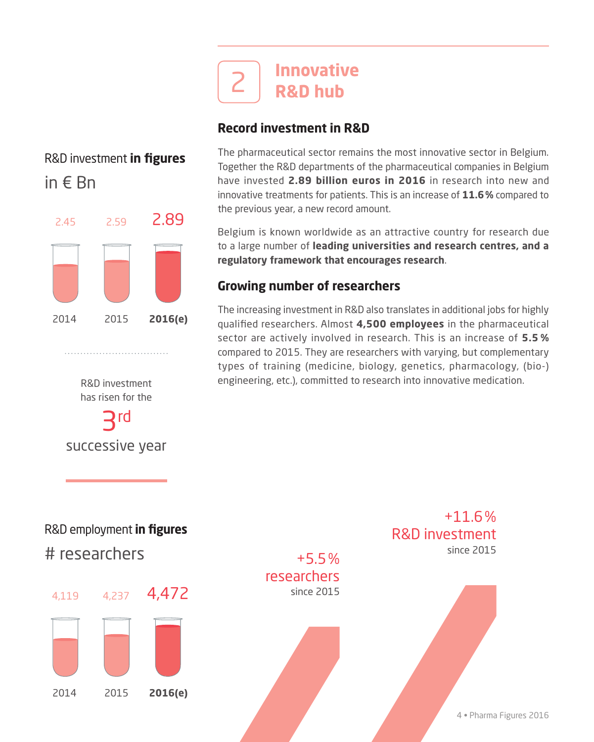# 2 Innovative R&D hub

## Record investment in R&D

The pharmaceutical sector remains the most innovative sector in Belgium. Together the R&D departments of the pharmaceutical companies in Belgium have invested **2.89 billion euros in 2016** in research into new and innovative treatments for patients. This is an increase of **11.6%** compared to the previous year, a new record amount.

Belgium is known worldwide as an attractive country for research due to a large number of **leading universities and research centres, and a regulatory framework that encourages research**.

## Growing number of researchers

The increasing investment in R&D also translates in additional jobs for highly qualified researchers. Almost **4,500 employees** in the pharmaceutical sector are actively involved in research. This is an increase of **5.5%** compared to 2015. They are researchers with varying, but complementary types of training (medicine, biology, genetics, pharmacology, (bio-) engineering, etc.), committed to research into innovative medication.

### R&D investment **in figures**

in € Bn

| 2014 | 2015 | **2016(e)** |
|---|---|---|
| 2.45 | 2.59 | 2.89 |

R&D investment has risen for the 3rd successive year

### R&D employment **in figures**

# researchers

| 2014 | 2015 | **2016(e)** |
|---|---|---|
| 4,119 | 4,237 | 4,472 |

+5.5% researchers since 2015

+11.6% R&D investment since 2015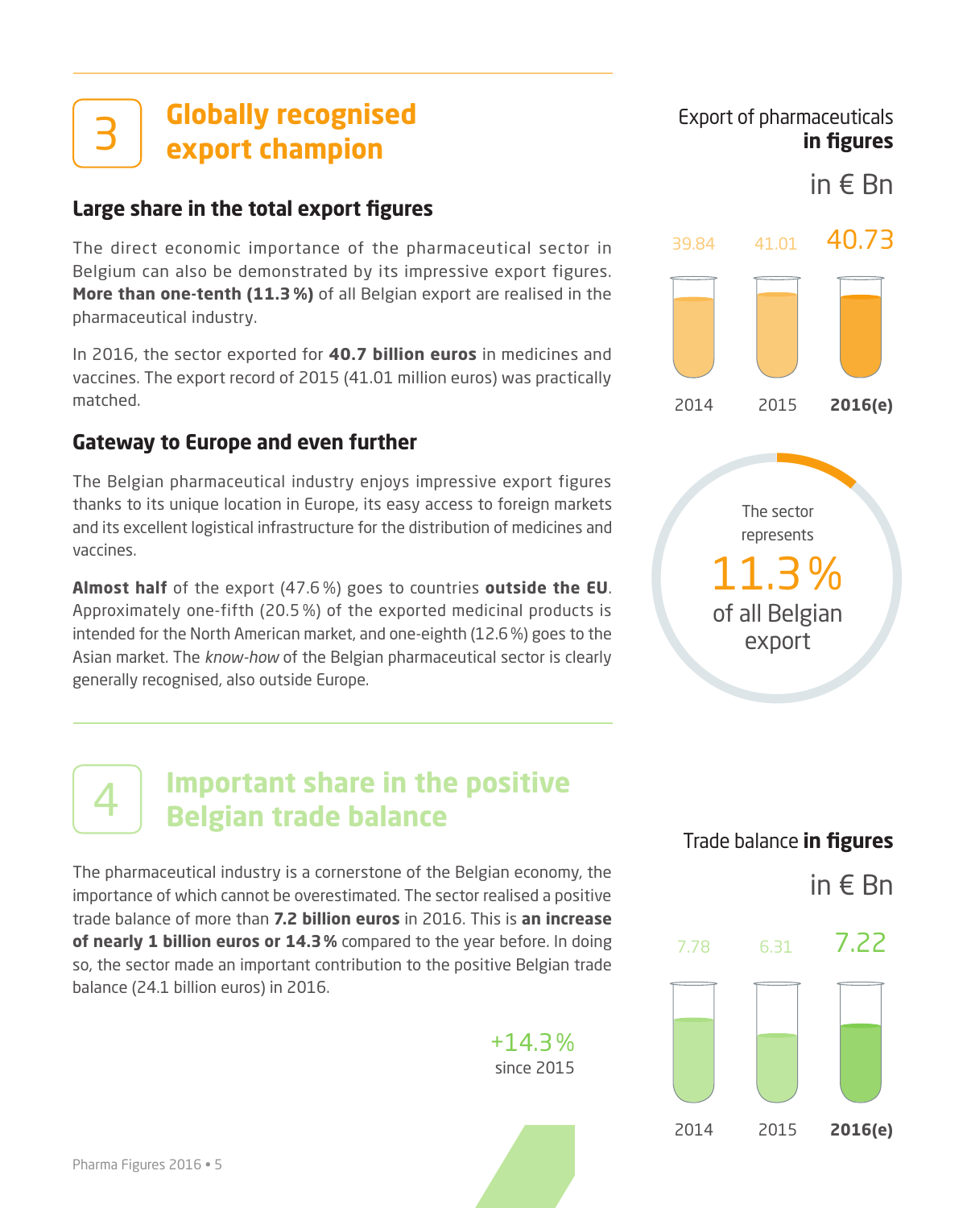# 3 Globally recognised export champion

### Large share in the total export figures

The direct economic importance of the pharmaceutical sector in Belgium can also be demonstrated by its impressive export figures. **More than one-tenth (11.3 %)** of all Belgian export are realised in the pharmaceutical industry.

In 2016, the sector exported for **40.7 billion euros** in medicines and vaccines. The export record of 2015 (41.01 million euros) was practically matched.

### Gateway to Europe and even further

The Belgian pharmaceutical industry enjoys impressive export figures thanks to its unique location in Europe, its easy access to foreign markets and its excellent logistical infrastructure for the distribution of medicines and vaccines.

**Almost half** of the export (47.6 %) goes to countries **outside the EU**. Approximately one-fifth (20.5 %) of the exported medicinal products is intended for the North American market, and one-eighth (12.6 %) goes to the Asian market. The *know-how* of the Belgian pharmaceutical sector is clearly generally recognised, also outside Europe.

Export of pharmaceuticals **in figures**

in € Bn

| 2014 | 2015 | **2016(e)** |
|---|---|---|
| 39.84 | 41.01 | 40.73 |

The sector represents 11.3 % of all Belgian export

# 4 Important share in the positive Belgian trade balance

The pharmaceutical industry is a cornerstone of the Belgian economy, the importance of which cannot be overestimated. The sector realised a positive trade balance of more than **7.2 billion euros** in 2016. This is **an increase of nearly 1 billion euros or 14.3 %** compared to the year before. In doing so, the sector made an important contribution to the positive Belgian trade balance (24.1 billion euros) in 2016.

+14.3 % since 2015

Trade balance **in figures**

in € Bn

| 2014 | 2015 | **2016(e)** |
|---|---|---|
| 7.78 | 6.31 | 7.22 |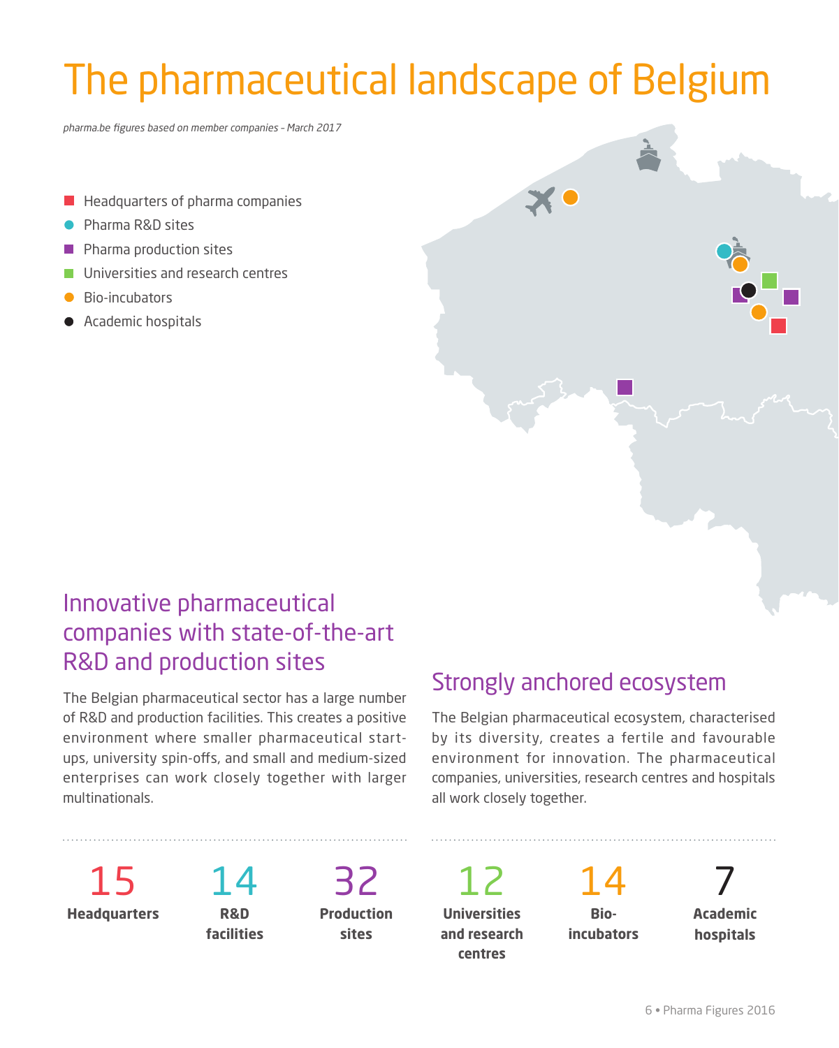# The pharmaceutical landscape of Belgium

*pharma.be figures based on member companies - March 2017*

- Headquarters of pharma companies
- Pharma R&D sites
- Pharma production sites
- Universities and research centres
- Bio-incubators
- Academic hospitals

## Innovative pharmaceutical companies with state-of-the-art R&D and production sites

The Belgian pharmaceutical sector has a large number of R&D and production facilities. This creates a positive environment where smaller pharmaceutical start-ups, university spin-offs, and small and medium-sized enterprises can work closely together with larger multinationals.

## Strongly anchored ecosystem

The Belgian pharmaceutical ecosystem, characterised by its diversity, creates a fertile and favourable environment for innovation. The pharmaceutical companies, universities, research centres and hospitals all work closely together.

| 15 | 14 | 32 | 12 | 14 | 7 |
|---|---|---|---|---|---|
| **Headquarters** | **R&D facilities** | **Production sites** | **Universities and research centres** | **Bio-incubators** | **Academic hospitals** |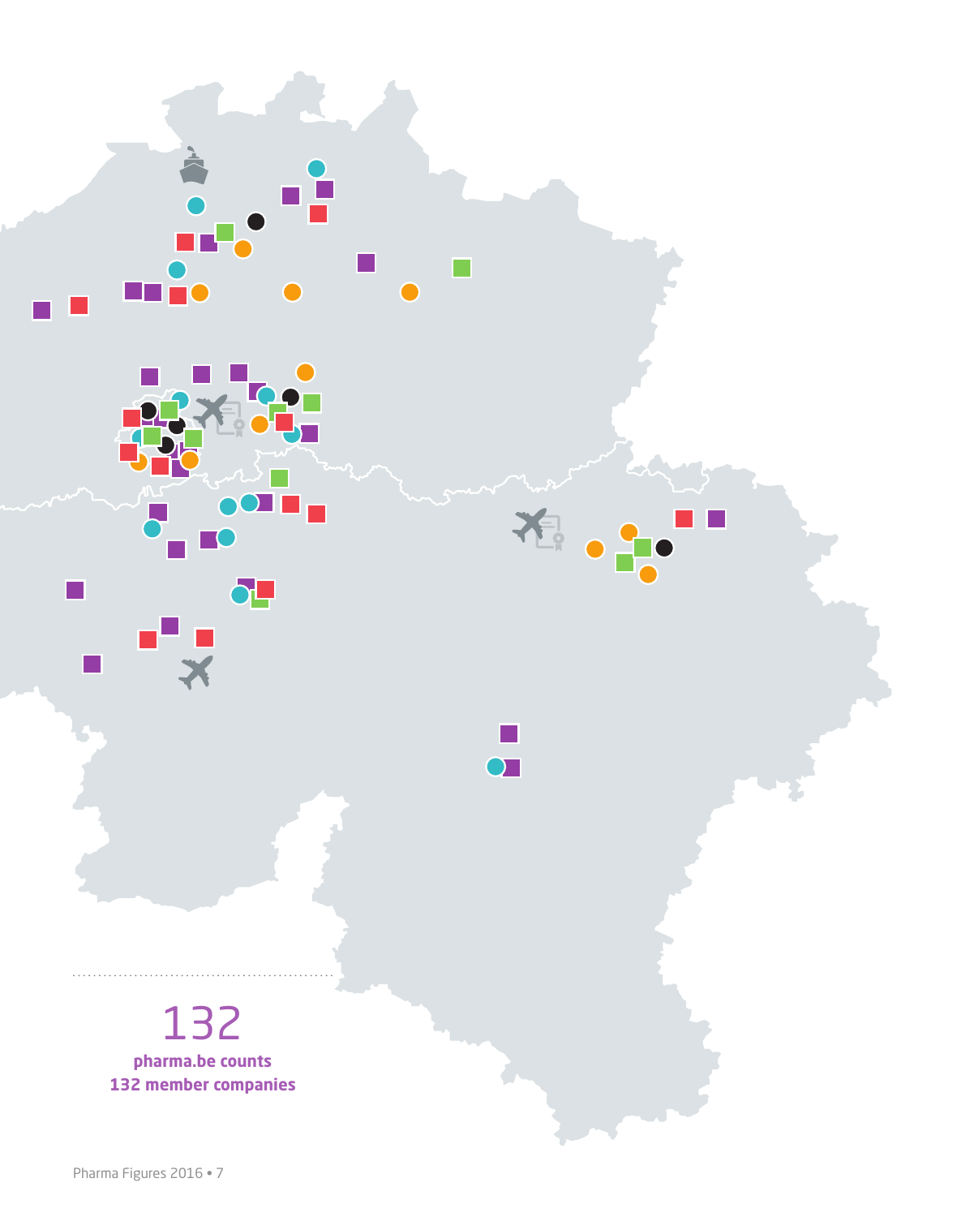132

**pharma.be counts 132 member companies**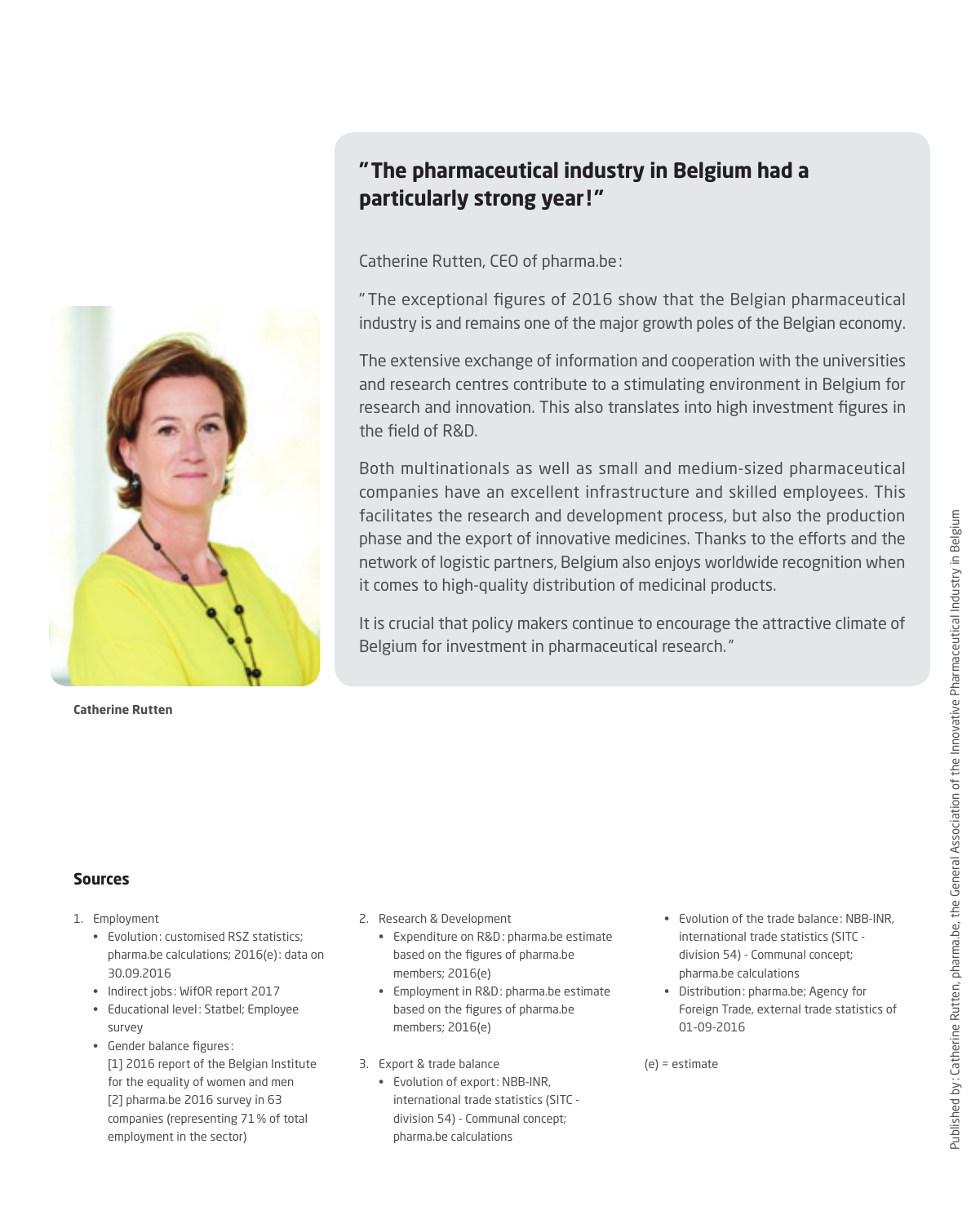## "The pharmaceutical industry in Belgium had a particularly strong year!"

Catherine Rutten, CEO of pharma.be:

"The exceptional figures of 2016 show that the Belgian pharmaceutical industry is and remains one of the major growth poles of the Belgian economy.

The extensive exchange of information and cooperation with the universities and research centres contribute to a stimulating environment in Belgium for research and innovation. This also translates into high investment figures in the field of R&D.

Both multinationals as well as small and medium-sized pharmaceutical companies have an excellent infrastructure and skilled employees. This facilitates the research and development process, but also the production phase and the export of innovative medicines. Thanks to the efforts and the network of logistic partners, Belgium also enjoys worldwide recognition when it comes to high-quality distribution of medicinal products.

It is crucial that policy makers continue to encourage the attractive climate of Belgium for investment in pharmaceutical research."

**Catherine Rutten**

## Sources

1. Employment
   - Evolution: customised RSZ statistics; pharma.be calculations; 2016(e): data on 30.09.2016
   - Indirect jobs: WifOR report 2017
   - Educational level: Statbel; Employee survey
   - Gender balance figures:
     [1] 2016 report of the Belgian Institute for the equality of women and men
     [2] pharma.be 2016 survey in 63 companies (representing 71% of total employment in the sector)
2. Research & Development
   - Expenditure on R&D: pharma.be estimate based on the figures of pharma.be members; 2016(e)
   - Employment in R&D: pharma.be estimate based on the figures of pharma.be members; 2016(e)
3. Export & trade balance
   - Evolution of export: NBB-INR, international trade statistics (SITC - division 54) - Communal concept; pharma.be calculations
   - Evolution of the trade balance: NBB-INR, international trade statistics (SITC - division 54) - Communal concept; pharma.be calculations
   - Distribution: pharma.be; Agency for Foreign Trade, external trade statistics of 01-09-2016

(e) = estimate

Published by: Catherine Rutten, pharma.be, the General Association of the Innovative Pharmaceutical Industry in Belgium